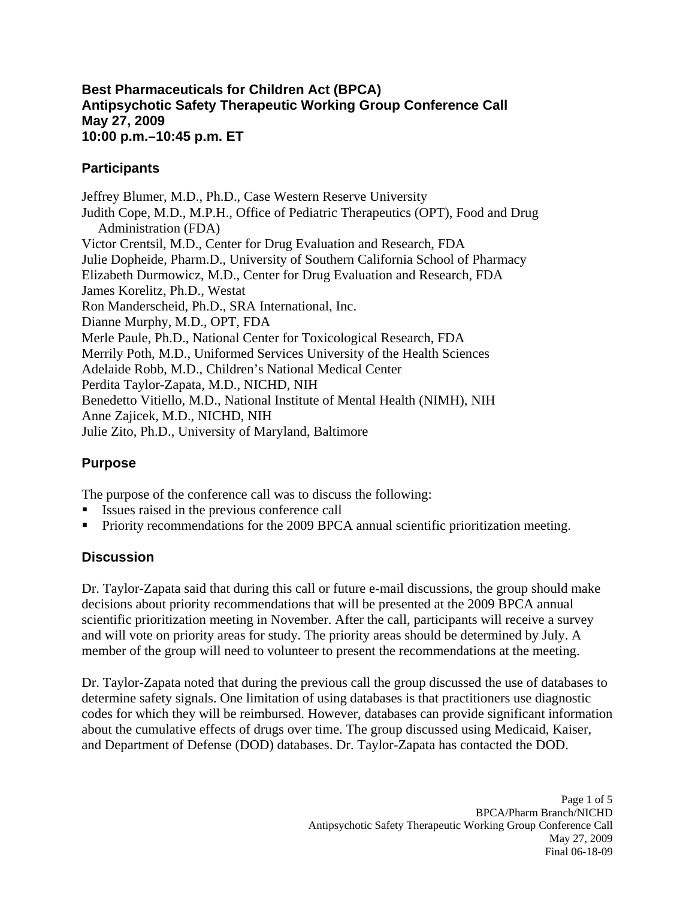**Best Pharmaceuticals for Children Act (BPCA)**
**Antipsychotic Safety Therapeutic Working Group Conference Call**
**May 27, 2009**
**10:00 p.m.–10:45 p.m. ET**

## Participants

Jeffrey Blumer, M.D., Ph.D., Case Western Reserve University
Judith Cope, M.D., M.P.H., Office of Pediatric Therapeutics (OPT), Food and Drug Administration (FDA)
Victor Crentsil, M.D., Center for Drug Evaluation and Research, FDA
Julie Dopheide, Pharm.D., University of Southern California School of Pharmacy
Elizabeth Durmowicz, M.D., Center for Drug Evaluation and Research, FDA
James Korelitz, Ph.D., Westat
Ron Manderscheid, Ph.D., SRA International, Inc.
Dianne Murphy, M.D., OPT, FDA
Merle Paule, Ph.D., National Center for Toxicological Research, FDA
Merrily Poth, M.D., Uniformed Services University of the Health Sciences
Adelaide Robb, M.D., Children's National Medical Center
Perdita Taylor-Zapata, M.D., NICHD, NIH
Benedetto Vitiello, M.D., National Institute of Mental Health (NIMH), NIH
Anne Zajicek, M.D., NICHD, NIH
Julie Zito, Ph.D., University of Maryland, Baltimore

## Purpose

The purpose of the conference call was to discuss the following:

- Issues raised in the previous conference call
- Priority recommendations for the 2009 BPCA annual scientific prioritization meeting.

## Discussion

Dr. Taylor-Zapata said that during this call or future e-mail discussions, the group should make decisions about priority recommendations that will be presented at the 2009 BPCA annual scientific prioritization meeting in November. After the call, participants will receive a survey and will vote on priority areas for study. The priority areas should be determined by July. A member of the group will need to volunteer to present the recommendations at the meeting.

Dr. Taylor-Zapata noted that during the previous call the group discussed the use of databases to determine safety signals. One limitation of using databases is that practitioners use diagnostic codes for which they will be reimbursed. However, databases can provide significant information about the cumulative effects of drugs over time. The group discussed using Medicaid, Kaiser, and Department of Defense (DOD) databases. Dr. Taylor-Zapata has contacted the DOD.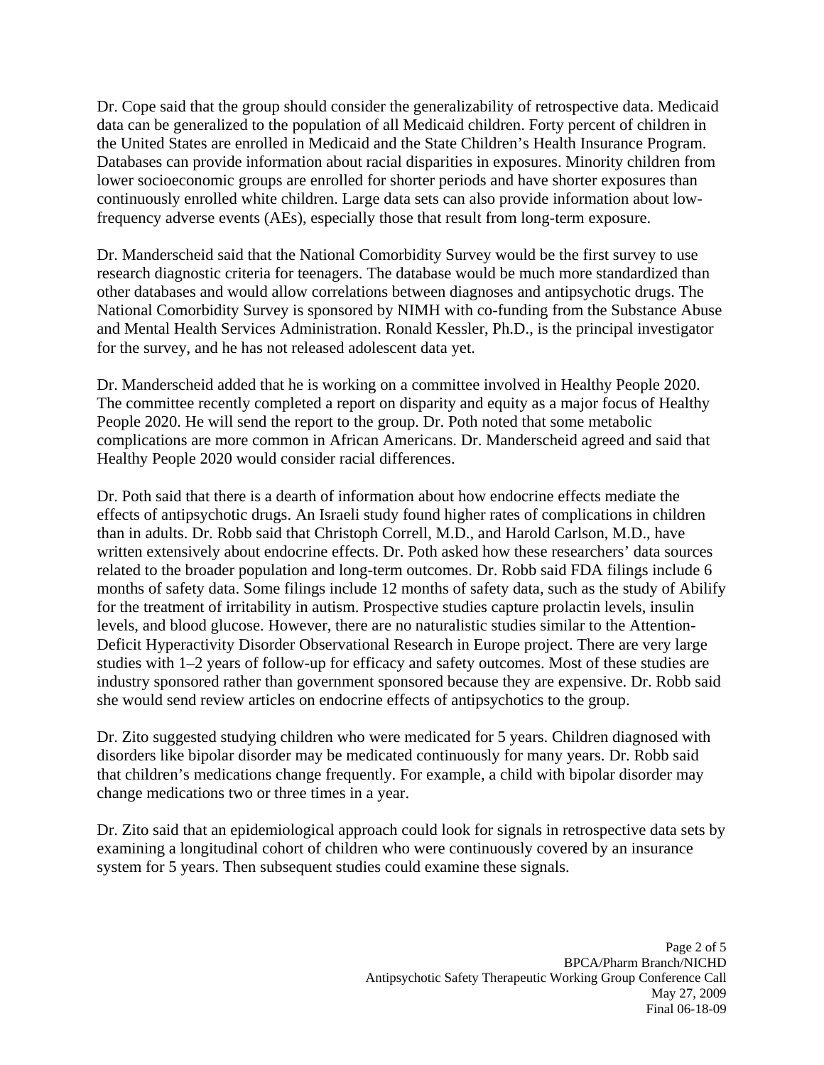Dr. Cope said that the group should consider the generalizability of retrospective data. Medicaid data can be generalized to the population of all Medicaid children. Forty percent of children in the United States are enrolled in Medicaid and the State Children's Health Insurance Program. Databases can provide information about racial disparities in exposures. Minority children from lower socioeconomic groups are enrolled for shorter periods and have shorter exposures than continuously enrolled white children. Large data sets can also provide information about low-frequency adverse events (AEs), especially those that result from long-term exposure.

Dr. Manderscheid said that the National Comorbidity Survey would be the first survey to use research diagnostic criteria for teenagers. The database would be much more standardized than other databases and would allow correlations between diagnoses and antipsychotic drugs. The National Comorbidity Survey is sponsored by NIMH with co-funding from the Substance Abuse and Mental Health Services Administration. Ronald Kessler, Ph.D., is the principal investigator for the survey, and he has not released adolescent data yet.

Dr. Manderscheid added that he is working on a committee involved in Healthy People 2020. The committee recently completed a report on disparity and equity as a major focus of Healthy People 2020. He will send the report to the group. Dr. Poth noted that some metabolic complications are more common in African Americans. Dr. Manderscheid agreed and said that Healthy People 2020 would consider racial differences.

Dr. Poth said that there is a dearth of information about how endocrine effects mediate the effects of antipsychotic drugs. An Israeli study found higher rates of complications in children than in adults. Dr. Robb said that Christoph Correll, M.D., and Harold Carlson, M.D., have written extensively about endocrine effects. Dr. Poth asked how these researchers' data sources related to the broader population and long-term outcomes. Dr. Robb said FDA filings include 6 months of safety data. Some filings include 12 months of safety data, such as the study of Abilify for the treatment of irritability in autism. Prospective studies capture prolactin levels, insulin levels, and blood glucose. However, there are no naturalistic studies similar to the Attention-Deficit Hyperactivity Disorder Observational Research in Europe project. There are very large studies with 1–2 years of follow-up for efficacy and safety outcomes. Most of these studies are industry sponsored rather than government sponsored because they are expensive. Dr. Robb said she would send review articles on endocrine effects of antipsychotics to the group.

Dr. Zito suggested studying children who were medicated for 5 years. Children diagnosed with disorders like bipolar disorder may be medicated continuously for many years. Dr. Robb said that children's medications change frequently. For example, a child with bipolar disorder may change medications two or three times in a year.

Dr. Zito said that an epidemiological approach could look for signals in retrospective data sets by examining a longitudinal cohort of children who were continuously covered by an insurance system for 5 years. Then subsequent studies could examine these signals.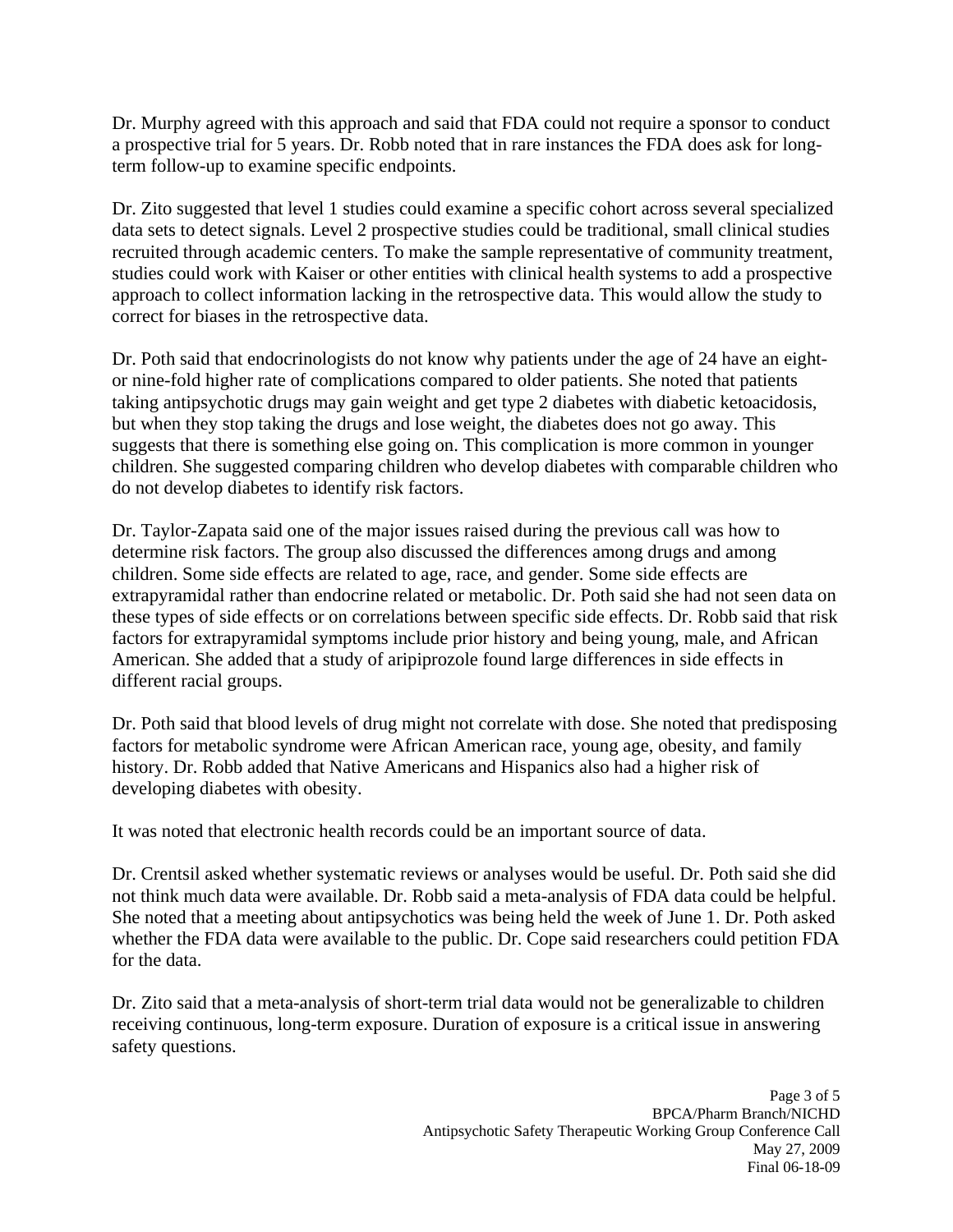Dr. Murphy agreed with this approach and said that FDA could not require a sponsor to conduct a prospective trial for 5 years. Dr. Robb noted that in rare instances the FDA does ask for long-term follow-up to examine specific endpoints.

Dr. Zito suggested that level 1 studies could examine a specific cohort across several specialized data sets to detect signals. Level 2 prospective studies could be traditional, small clinical studies recruited through academic centers. To make the sample representative of community treatment, studies could work with Kaiser or other entities with clinical health systems to add a prospective approach to collect information lacking in the retrospective data. This would allow the study to correct for biases in the retrospective data.

Dr. Poth said that endocrinologists do not know why patients under the age of 24 have an eight- or nine-fold higher rate of complications compared to older patients. She noted that patients taking antipsychotic drugs may gain weight and get type 2 diabetes with diabetic ketoacidosis, but when they stop taking the drugs and lose weight, the diabetes does not go away. This suggests that there is something else going on. This complication is more common in younger children. She suggested comparing children who develop diabetes with comparable children who do not develop diabetes to identify risk factors.

Dr. Taylor-Zapata said one of the major issues raised during the previous call was how to determine risk factors. The group also discussed the differences among drugs and among children. Some side effects are related to age, race, and gender. Some side effects are extrapyramidal rather than endocrine related or metabolic. Dr. Poth said she had not seen data on these types of side effects or on correlations between specific side effects. Dr. Robb said that risk factors for extrapyramidal symptoms include prior history and being young, male, and African American. She added that a study of aripiprozole found large differences in side effects in different racial groups.

Dr. Poth said that blood levels of drug might not correlate with dose. She noted that predisposing factors for metabolic syndrome were African American race, young age, obesity, and family history. Dr. Robb added that Native Americans and Hispanics also had a higher risk of developing diabetes with obesity.

It was noted that electronic health records could be an important source of data.

Dr. Crentsil asked whether systematic reviews or analyses would be useful. Dr. Poth said she did not think much data were available. Dr. Robb said a meta-analysis of FDA data could be helpful. She noted that a meeting about antipsychotics was being held the week of June 1. Dr. Poth asked whether the FDA data were available to the public. Dr. Cope said researchers could petition FDA for the data.

Dr. Zito said that a meta-analysis of short-term trial data would not be generalizable to children receiving continuous, long-term exposure. Duration of exposure is a critical issue in answering safety questions.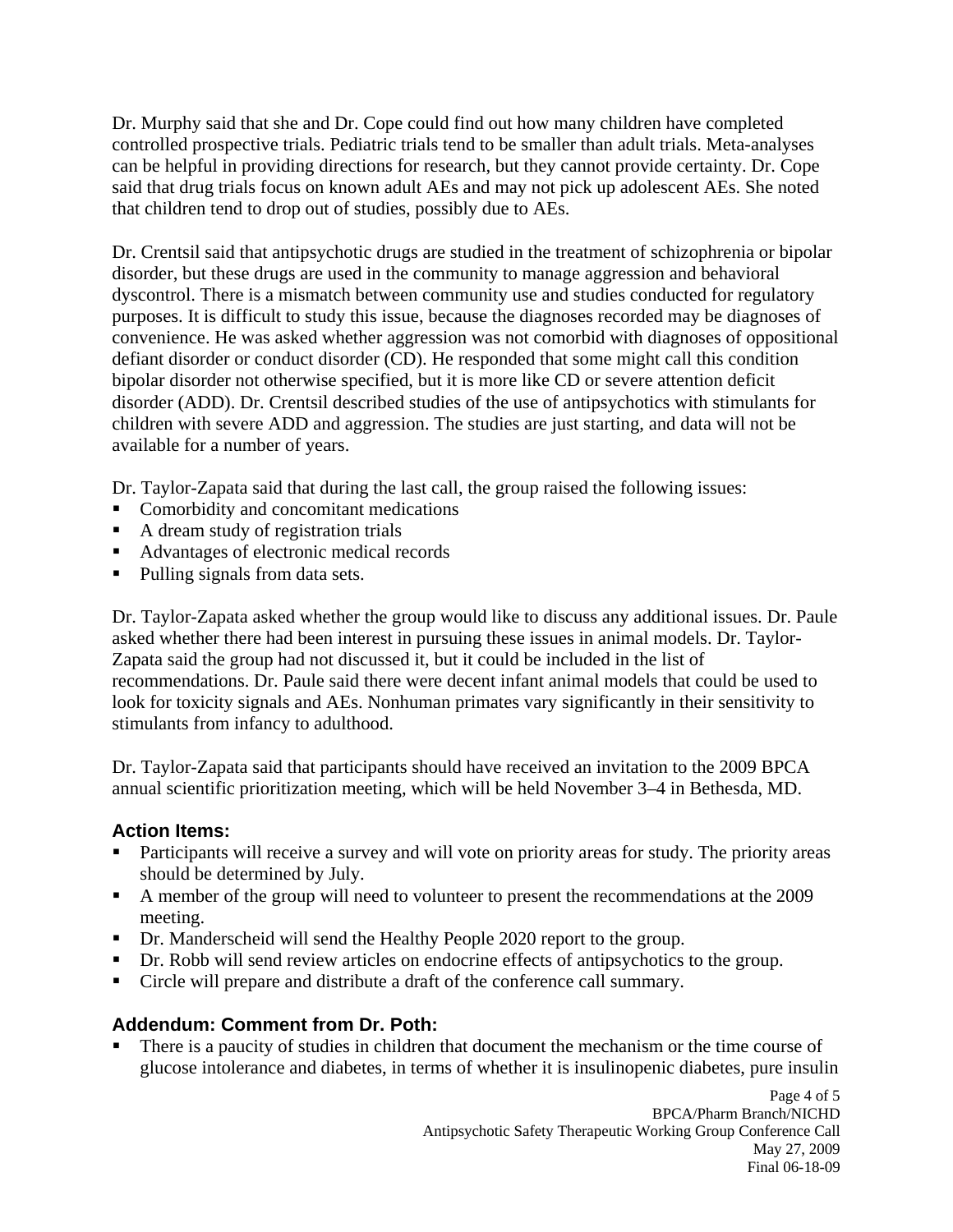Dr. Murphy said that she and Dr. Cope could find out how many children have completed controlled prospective trials. Pediatric trials tend to be smaller than adult trials. Meta-analyses can be helpful in providing directions for research, but they cannot provide certainty. Dr. Cope said that drug trials focus on known adult AEs and may not pick up adolescent AEs. She noted that children tend to drop out of studies, possibly due to AEs.

Dr. Crentsil said that antipsychotic drugs are studied in the treatment of schizophrenia or bipolar disorder, but these drugs are used in the community to manage aggression and behavioral dyscontrol. There is a mismatch between community use and studies conducted for regulatory purposes. It is difficult to study this issue, because the diagnoses recorded may be diagnoses of convenience. He was asked whether aggression was not comorbid with diagnoses of oppositional defiant disorder or conduct disorder (CD). He responded that some might call this condition bipolar disorder not otherwise specified, but it is more like CD or severe attention deficit disorder (ADD). Dr. Crentsil described studies of the use of antipsychotics with stimulants for children with severe ADD and aggression. The studies are just starting, and data will not be available for a number of years.

Dr. Taylor-Zapata said that during the last call, the group raised the following issues:

- Comorbidity and concomitant medications
- A dream study of registration trials
- Advantages of electronic medical records
- Pulling signals from data sets.

Dr. Taylor-Zapata asked whether the group would like to discuss any additional issues. Dr. Paule asked whether there had been interest in pursuing these issues in animal models. Dr. Taylor-Zapata said the group had not discussed it, but it could be included in the list of recommendations. Dr. Paule said there were decent infant animal models that could be used to look for toxicity signals and AEs. Nonhuman primates vary significantly in their sensitivity to stimulants from infancy to adulthood.

Dr. Taylor-Zapata said that participants should have received an invitation to the 2009 BPCA annual scientific prioritization meeting, which will be held November 3–4 in Bethesda, MD.

### Action Items:

- Participants will receive a survey and will vote on priority areas for study. The priority areas should be determined by July.
- A member of the group will need to volunteer to present the recommendations at the 2009 meeting.
- Dr. Manderscheid will send the Healthy People 2020 report to the group.
- Dr. Robb will send review articles on endocrine effects of antipsychotics to the group.
- Circle will prepare and distribute a draft of the conference call summary.

### Addendum: Comment from Dr. Poth:

- There is a paucity of studies in children that document the mechanism or the time course of glucose intolerance and diabetes, in terms of whether it is insulinopenic diabetes, pure insulin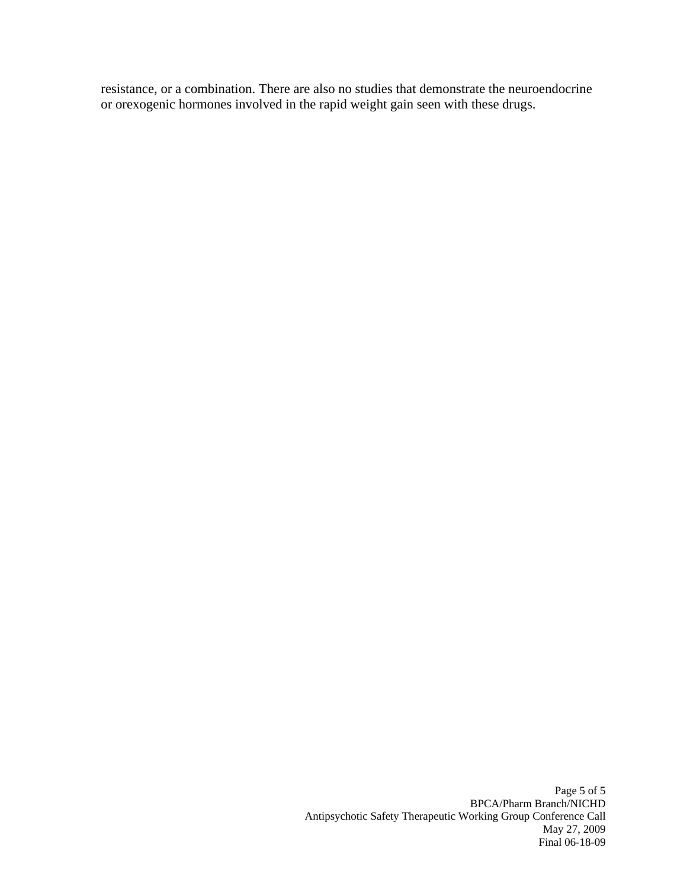resistance, or a combination. There are also no studies that demonstrate the neuroendocrine or orexogenic hormones involved in the rapid weight gain seen with these drugs.